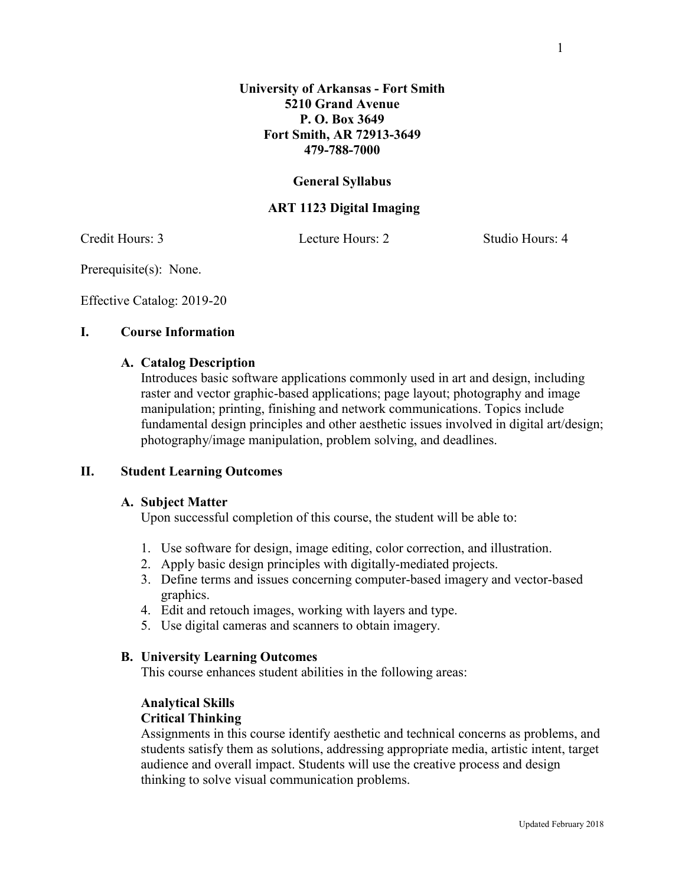**University of Arkansas - Fort Smith**
**5210 Grand Avenue**
**P. O. Box 3649**
**Fort Smith, AR 72913-3649**
**479-788-7000**

# General Syllabus

## ART 1123 Digital Imaging

Credit Hours: 3 Lecture Hours: 2 Studio Hours: 4

Prerequisite(s): None.

Effective Catalog: 2019-20

## I. Course Information

### A. Catalog Description

Introduces basic software applications commonly used in art and design, including raster and vector graphic-based applications; page layout; photography and image manipulation; printing, finishing and network communications. Topics include fundamental design principles and other aesthetic issues involved in digital art/design; photography/image manipulation, problem solving, and deadlines.

## II. Student Learning Outcomes

### A. Subject Matter

Upon successful completion of this course, the student will be able to:

1. Use software for design, image editing, color correction, and illustration.
2. Apply basic design principles with digitally-mediated projects.
3. Define terms and issues concerning computer-based imagery and vector-based graphics.
4. Edit and retouch images, working with layers and type.
5. Use digital cameras and scanners to obtain imagery.

### B. University Learning Outcomes

This course enhances student abilities in the following areas:

**Analytical Skills**
**Critical Thinking**

Assignments in this course identify aesthetic and technical concerns as problems, and students satisfy them as solutions, addressing appropriate media, artistic intent, target audience and overall impact. Students will use the creative process and design thinking to solve visual communication problems.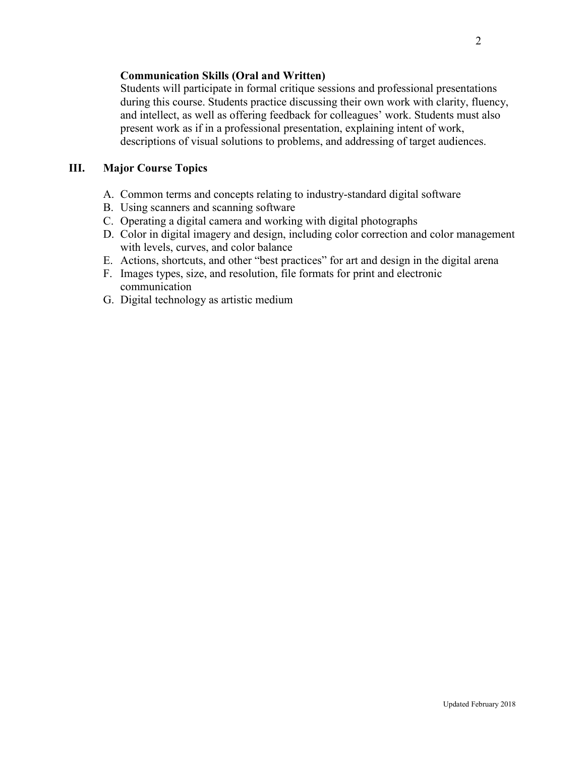**Communication Skills (Oral and Written)**

Students will participate in formal critique sessions and professional presentations during this course. Students practice discussing their own work with clarity, fluency, and intellect, as well as offering feedback for colleagues' work. Students must also present work as if in a professional presentation, explaining intent of work, descriptions of visual solutions to problems, and addressing of target audiences.

## III. Major Course Topics

A. Common terms and concepts relating to industry-standard digital software
B. Using scanners and scanning software
C. Operating a digital camera and working with digital photographs
D. Color in digital imagery and design, including color correction and color management with levels, curves, and color balance
E. Actions, shortcuts, and other "best practices" for art and design in the digital arena
F. Images types, size, and resolution, file formats for print and electronic communication
G. Digital technology as artistic medium

Updated February 2018